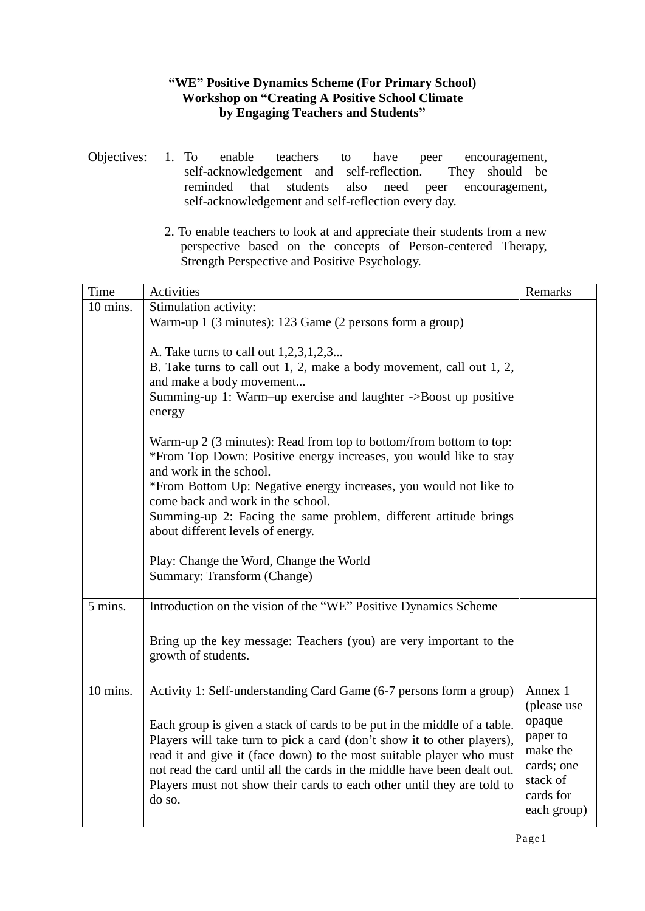**"WE" Positive Dynamics Scheme (For Primary School)**
**Workshop on "Creating A Positive School Climate by Engaging Teachers and Students"**

Objectives:

1. To enable teachers to have peer encouragement, self-acknowledgement and self-reflection. They should be reminded that students also need peer encouragement, self-acknowledgement and self-reflection every day.

2. To enable teachers to look at and appreciate their students from a new perspective based on the concepts of Person-centered Therapy, Strength Perspective and Positive Psychology.

| Time | Activities | Remarks |
|---|---|---|
| 10 mins. | Stimulation activity:<br>Warm-up 1 (3 minutes): 123 Game (2 persons form a group)<br><br>A. Take turns to call out 1,2,3,1,2,3...<br>B. Take turns to call out 1, 2, make a body movement, call out 1, 2, and make a body movement...<br>Summing-up 1: Warm–up exercise and laughter ->Boost up positive energy<br><br>Warm-up 2 (3 minutes): Read from top to bottom/from bottom to top:<br>*From Top Down: Positive energy increases, you would like to stay and work in the school.<br>*From Bottom Up: Negative energy increases, you would not like to come back and work in the school.<br>Summing-up 2: Facing the same problem, different attitude brings about different levels of energy.<br><br>Play: Change the Word, Change the World<br>Summary: Transform (Change) | |
| 5 mins. | Introduction on the vision of the "WE" Positive Dynamics Scheme<br><br>Bring up the key message: Teachers (you) are very important to the growth of students. | |
| 10 mins. | Activity 1: Self-understanding Card Game (6-7 persons form a group)<br><br>Each group is given a stack of cards to be put in the middle of a table. Players will take turn to pick a card (don't show it to other players), read it and give it (face down) to the most suitable player who must not read the card until all the cards in the middle have been dealt out. Players must not show their cards to each other until they are told to do so. | Annex 1 (please use opaque paper to make the cards; one stack of cards for each group) |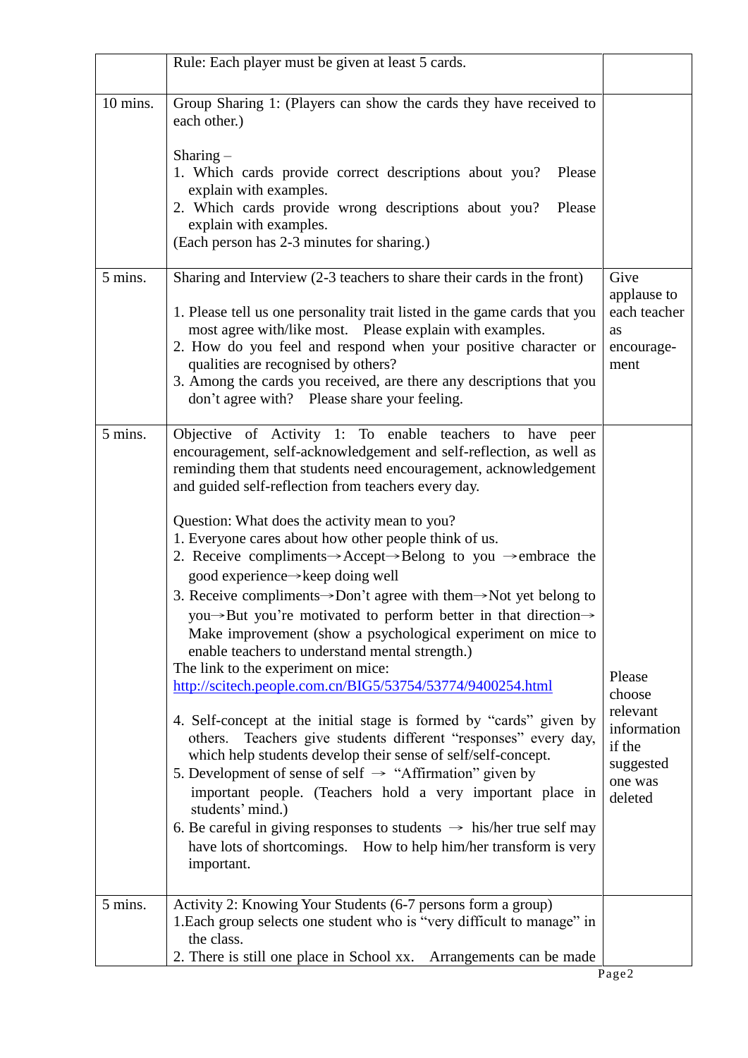| | | |
|---|---|---|
| | Rule: Each player must be given at least 5 cards. | |
| 10 mins. | Group Sharing 1: (Players can show the cards they have received to each other.)<br><br>Sharing –<br>1. Which cards provide correct descriptions about you? Please explain with examples.<br>2. Which cards provide wrong descriptions about you? Please explain with examples.<br>(Each person has 2-3 minutes for sharing.) | |
| 5 mins. | Sharing and Interview (2-3 teachers to share their cards in the front)<br><br>1. Please tell us one personality trait listed in the game cards that you most agree with/like most. Please explain with examples.<br>2. How do you feel and respond when your positive character or qualities are recognised by others?<br>3. Among the cards you received, are there any descriptions that you don't agree with? Please share your feeling. | Give applause to each teacher as encourage-ment |
| 5 mins. | Objective of Activity 1: To enable teachers to have peer encouragement, self-acknowledgement and self-reflection, as well as reminding them that students need encouragement, acknowledgement and guided self-reflection from teachers every day.<br><br>Question: What does the activity mean to you?<br>1. Everyone cares about how other people think of us.<br>2. Receive compliments→Accept→Belong to you →embrace the good experience→keep doing well<br>3. Receive compliments→Don't agree with them→Not yet belong to you→But you're motivated to perform better in that direction→ Make improvement (show a psychological experiment on mice to enable teachers to understand mental strength.)<br>The link to the experiment on mice:<br>[http://scitech.people.com.cn/BIG5/53754/53774/9400254.html](http://scitech.people.com.cn/BIG5/53754/53774/9400254.html)<br><br>4. Self-concept at the initial stage is formed by "cards" given by others. Teachers give students different "responses" every day, which help students develop their sense of self/self-concept.<br>5. Development of sense of self → "Affirmation" given by important people. (Teachers hold a very important place in students' mind.)<br>6. Be careful in giving responses to students → his/her true self may have lots of shortcomings. How to help him/her transform is very important. | Please choose relevant information if the suggested one was deleted |
| 5 mins. | Activity 2: Knowing Your Students (6-7 persons form a group)<br>1.Each group selects one student who is "very difficult to manage" in the class.<br>2. There is still one place in School xx. Arrangements can be made | |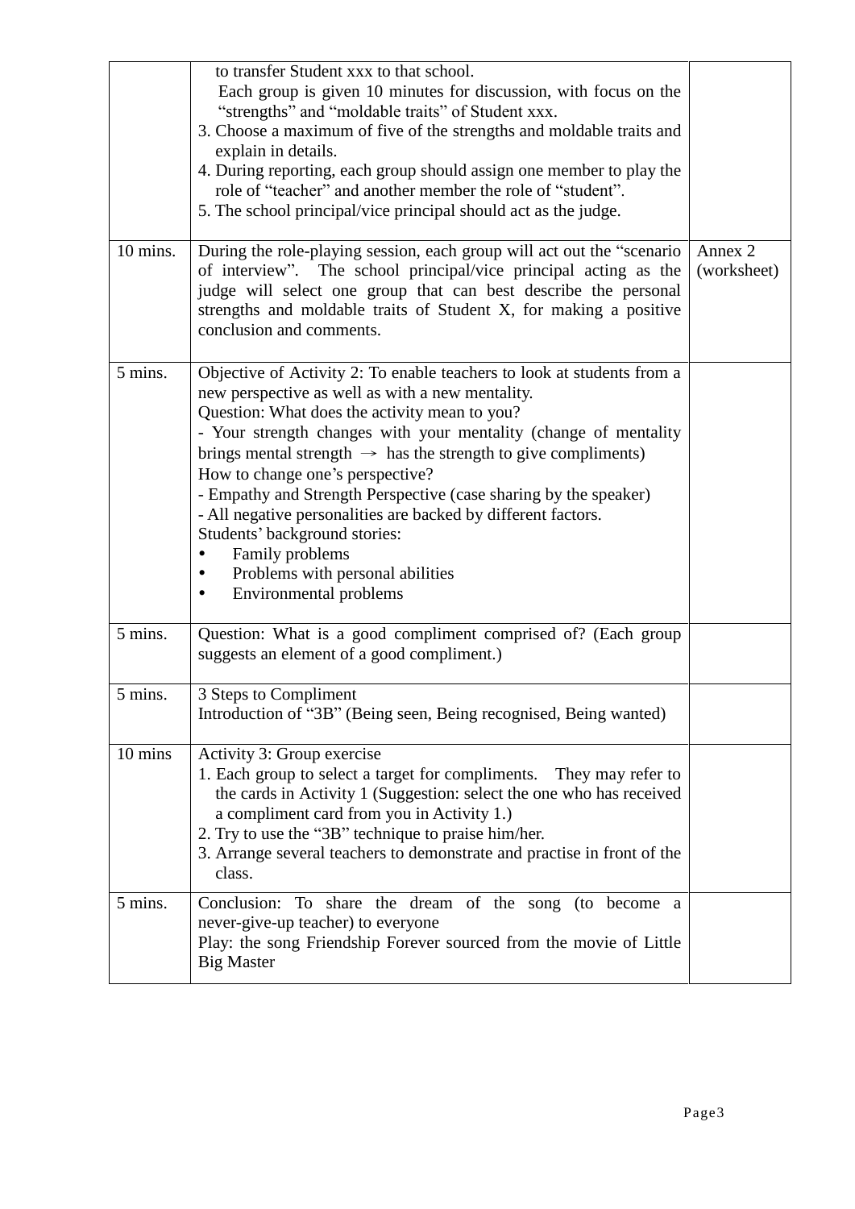| | | |
|---|---|---|
| | to transfer Student xxx to that school.<br>Each group is given 10 minutes for discussion, with focus on the "strengths" and "moldable traits" of Student xxx.<br>3. Choose a maximum of five of the strengths and moldable traits and explain in details.<br>4. During reporting, each group should assign one member to play the role of "teacher" and another member the role of "student".<br>5. The school principal/vice principal should act as the judge. | |
| 10 mins. | During the role-playing session, each group will act out the "scenario of interview". The school principal/vice principal acting as the judge will select one group that can best describe the personal strengths and moldable traits of Student X, for making a positive conclusion and comments. | Annex 2 (worksheet) |
| 5 mins. | Objective of Activity 2: To enable teachers to look at students from a new perspective as well as with a new mentality.<br>Question: What does the activity mean to you?<br>- Your strength changes with your mentality (change of mentality brings mental strength → has the strength to give compliments)<br>How to change one's perspective?<br>- Empathy and Strength Perspective (case sharing by the speaker)<br>- All negative personalities are backed by different factors.<br>Students' background stories:<br>• Family problems<br>• Problems with personal abilities<br>• Environmental problems | |
| 5 mins. | Question: What is a good compliment comprised of? (Each group suggests an element of a good compliment.) | |
| 5 mins. | 3 Steps to Compliment<br>Introduction of "3B" (Being seen, Being recognised, Being wanted) | |
| 10 mins | Activity 3: Group exercise<br>1. Each group to select a target for compliments. They may refer to the cards in Activity 1 (Suggestion: select the one who has received a compliment card from you in Activity 1.)<br>2. Try to use the "3B" technique to praise him/her.<br>3. Arrange several teachers to demonstrate and practise in front of the class. | |
| 5 mins. | Conclusion: To share the dream of the song (to become a never-give-up teacher) to everyone<br>Play: the song Friendship Forever sourced from the movie of Little Big Master | |